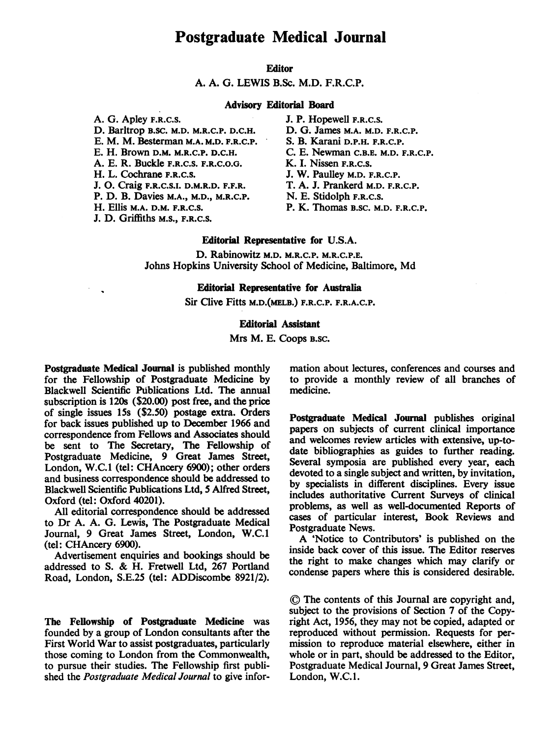# Postgraduate Medical Journal

**Editor**

A. A. G. LEWIS B.Sc. M.D. F.R.C.P.

**Advisory Editorial Board**

A. G. Apley F.R.C.S.
D. Barltrop B.SC. M.D. M.R.C.P. D.C.H.
E. M. M. Besterman M.A. M.D. F.R.C.P.
E. H. Brown D.M. M.R.C.P. D.C.H.
A. E. R. Buckle F.R.C.S. F.R.C.O.G.
H. L. Cochrane F.R.C.S.
J. O. Craig F.R.C.S.I. D.M.R.D. F.F.R.
P. D. B. Davies M.A., M.D., M.R.C.P.
H. Ellis M.A. D.M. F.R.C.S.
J. D. Griffiths M.S., F.R.C.S.
J. P. Hopewell F.R.C.S.
D. G. James M.A. M.D. F.R.C.P.
S. B. Karani D.P.H. F.R.C.P.
C. E. Newman C.B.E. M.D. F.R.C.P.
K. I. Nissen F.R.C.S.
J. W. Paulley M.D. F.R.C.P.
T. A. J. Prankerd M.D. F.R.C.P.
N. E. Stidolph F.R.C.S.
P. K. Thomas B.SC. M.D. F.R.C.P.

**Editorial Representative for U.S.A.**

D. Rabinowitz M.D. M.R.C.P. M.R.C.P.E.
Johns Hopkins University School of Medicine, Baltimore, Md

**Editorial Representative for Australia**

Sir Clive Fitts M.D.(MELB.) F.R.C.P. F.R.A.C.P.

**Editorial Assistant**

Mrs M. E. Coops B.SC.

**Postgraduate Medical Journal** is published monthly for the Fellowship of Postgraduate Medicine by Blackwell Scientific Publications Ltd. The annual subscription is 120s ($20.00) post free, and the price of single issues 15s ($2.50) postage extra. Orders for back issues published up to December 1966 and correspondence from Fellows and Associates should be sent to The Secretary, The Fellowship of Postgraduate Medicine, 9 Great James Street, London, W.C.1 (tel: CHAncery 6900); other orders and business correspondence should be addressed to Blackwell Scientific Publications Ltd, 5 Alfred Street, Oxford (tel: Oxford 40201).

All editorial correspondence should be addressed to Dr A. A. G. Lewis, The Postgraduate Medical Journal, 9 Great James Street, London, W.C.1 (tel: CHAncery 6900).

Advertisement enquiries and bookings should be addressed to S. & H. Fretwell Ltd, 267 Portland Road, London, S.E.25 (tel: ADDiscombe 8921/2).

**The Fellowship of Postgraduate Medicine** was founded by a group of London consultants after the First World War to assist postgraduates, particularly those coming to London from the Commonwealth, to pursue their studies. The Fellowship first published the *Postgraduate Medical Journal* to give information about lectures, conferences and courses and to provide a monthly review of all branches of medicine.

**Postgraduate Medical Journal** publishes original papers on subjects of current clinical importance and welcomes review articles with extensive, up-to-date bibliographies as guides to further reading. Several symposia are published every year, each devoted to a single subject and written, by invitation, by specialists in different disciplines. Every issue includes authoritative Current Surveys of clinical problems, as well as well-documented Reports of cases of particular interest, Book Reviews and Postgraduate News.

A 'Notice to Contributors' is published on the inside back cover of this issue. The Editor reserves the right to make changes which may clarify or condense papers where this is considered desirable.

© The contents of this Journal are copyright and, subject to the provisions of Section 7 of the Copyright Act, 1956, they may not be copied, adapted or reproduced without permission. Requests for permission to reproduce material elsewhere, either in whole or in part, should be addressed to the Editor, Postgraduate Medical Journal, 9 Great James Street, London, W.C.1.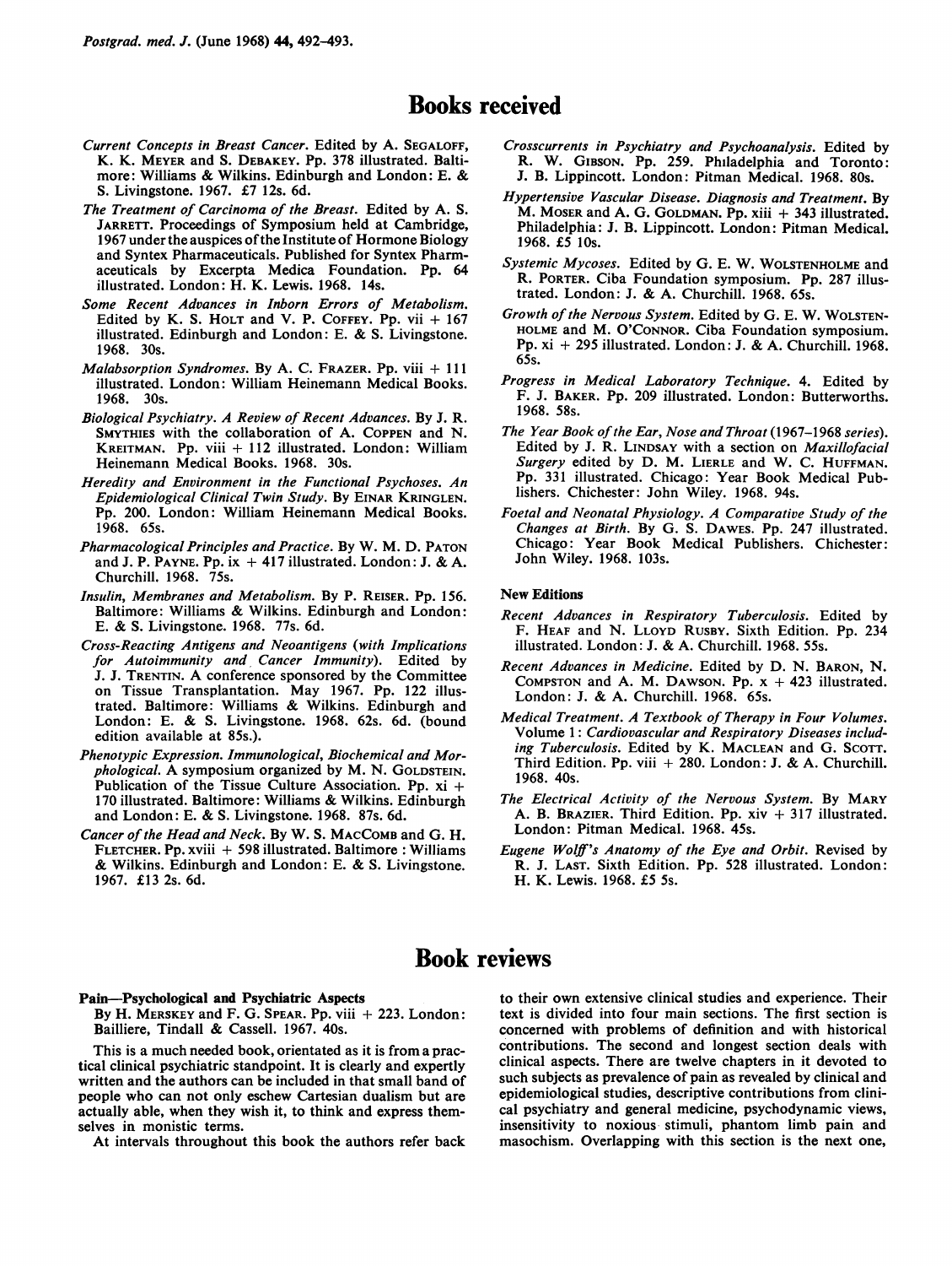# Books received

*Current Concepts in Breast Cancer.* Edited by A. SEGALOFF, K. K. MEYER and S. DEBAKEY. Pp. 378 illustrated. Baltimore: Williams & Wilkins. Edinburgh and London: E. & S. Livingstone. 1967. £7 12s. 6d.

*The Treatment of Carcinoma of the Breast.* Edited by A. S. JARRETT. Proceedings of Symposium held at Cambridge, 1967 under the auspices of the Institute of Hormone Biology and Syntex Pharmaceuticals. Published for Syntex Pharmaceuticals by Excerpta Medica Foundation. Pp. 64 illustrated. London: H. K. Lewis. 1968. 14s.

*Some Recent Advances in Inborn Errors of Metabolism.* Edited by K. S. HOLT and V. P. COFFEY. Pp. vii + 167 illustrated. Edinburgh and London: E. & S. Livingstone. 1968. 30s.

*Malabsorption Syndromes.* By A. C. FRAZER. Pp. viii + 111 illustrated. London: William Heinemann Medical Books. 1968. 30s.

*Biological Psychiatry. A Review of Recent Advances.* By J. R. SMYTHIES with the collaboration of A. COPPEN and N. KREITMAN. Pp. viii + 112 illustrated. London: William Heinemann Medical Books. 1968. 30s.

*Heredity and Environment in the Functional Psychoses. An Epidemiological Clinical Twin Study.* By EINAR KRINGLEN. Pp. 200. London: William Heinemann Medical Books. 1968. 65s.

*Pharmacological Principles and Practice.* By W. M. D. PATON and J. P. PAYNE. Pp. ix + 417 illustrated. London: J. & A. Churchill. 1968. 75s.

*Insulin, Membranes and Metabolism.* By P. REISER. Pp. 156. Baltimore: Williams & Wilkins. Edinburgh and London: E. & S. Livingstone. 1968. 77s. 6d.

*Cross-Reacting Antigens and Neoantigens (with Implications for Autoimmunity and Cancer Immunity).* Edited by J. J. TRENTIN. A conference sponsored by the Committee on Tissue Transplantation. May 1967. Pp. 122 illustrated. Baltimore: Williams & Wilkins. Edinburgh and London: E. & S. Livingstone. 1968. 62s. 6d. (bound edition available at 85s.).

*Phenotypic Expression. Immunological, Biochemical and Morphological.* A symposium organized by M. N. GOLDSTEIN. Publication of the Tissue Culture Association. Pp. xi + 170 illustrated. Baltimore: Williams & Wilkins. Edinburgh and London: E. & S. Livingstone. 1968. 87s. 6d.

*Cancer of the Head and Neck.* By W. S. MACCOMB and G. H. FLETCHER. Pp. xviii + 598 illustrated. Baltimore: Williams & Wilkins. Edinburgh and London: E. & S. Livingstone. 1967. £13 2s. 6d.

*Crosscurrents in Psychiatry and Psychoanalysis.* Edited by R. W. GIBSON. Pp. 259. Philadelphia and Toronto: J. B. Lippincott. London: Pitman Medical. 1968. 80s.

*Hypertensive Vascular Disease. Diagnosis and Treatment.* By M. MOSER and A. G. GOLDMAN. Pp. xiii + 343 illustrated. Philadelphia: J. B. Lippincott. London: Pitman Medical. 1968. £5 10s.

*Systemic Mycoses.* Edited by G. E. W. WOLSTENHOLME and R. PORTER. Ciba Foundation symposium. Pp. 287 illustrated. London: J. & A. Churchill. 1968. 65s.

*Growth of the Nervous System.* Edited by G. E. W. WOLSTENHOLME and M. O'CONNOR. Ciba Foundation symposium. Pp. xi + 295 illustrated. London: J. & A. Churchill. 1968. 65s.

*Progress in Medical Laboratory Technique.* 4. Edited by F. J. BAKER. Pp. 209 illustrated. London: Butterworths. 1968. 58s.

*The Year Book of the Ear, Nose and Throat (1967–1968 series).* Edited by J. R. LINDSAY with a section on *Maxillofacial Surgery* edited by D. M. LIERLE and W. C. HUFFMAN. Pp. 331 illustrated. Chicago: Year Book Medical Publishers. Chichester: John Wiley. 1968. 94s.

*Foetal and Neonatal Physiology. A Comparative Study of the Changes at Birth.* By G. S. DAWES. Pp. 247 illustrated. Chicago: Year Book Medical Publishers. Chichester: John Wiley. 1968. 103s.

### New Editions

*Recent Advances in Respiratory Tuberculosis.* Edited by F. HEAF and N. LLOYD RUSBY. Sixth Edition. Pp. 234 illustrated. London: J. & A. Churchill. 1968. 55s.

*Recent Advances in Medicine.* Edited by D. N. BARON, N. COMPSTON and A. M. DAWSON. Pp. x + 423 illustrated. London: J. & A. Churchill. 1968. 65s.

*Medical Treatment. A Textbook of Therapy in Four Volumes.* Volume 1: *Cardiovascular and Respiratory Diseases including Tuberculosis.* Edited by K. MACLEAN and G. SCOTT. Third Edition. Pp. viii + 280. London: J. & A. Churchill. 1968. 40s.

*The Electrical Activity of the Nervous System.* By MARY A. B. BRAZIER. Third Edition. Pp. xiv + 317 illustrated. London: Pitman Medical. 1968. 45s.

*Eugene Wolff's Anatomy of the Eye and Orbit.* Revised by R. J. LAST. Sixth Edition. Pp. 528 illustrated. London: H. K. Lewis. 1968. £5 5s.

# Book reviews

**Pain—Psychological and Psychiatric Aspects**

By H. MERSKEY and F. G. SPEAR. Pp. viii + 223. London: Bailliere, Tindall & Cassell. 1967. 40s.

This is a much needed book, orientated as it is from a practical clinical psychiatric standpoint. It is clearly and expertly written and the authors can be included in that small band of people who can not only eschew Cartesian dualism but are actually able, when they wish it, to think and express themselves in monistic terms.

At intervals throughout this book the authors refer back to their own extensive clinical studies and experience. Their text is divided into four main sections. The first section is concerned with problems of definition and with historical contributions. The second and longest section deals with clinical aspects. There are twelve chapters in it devoted to such subjects as prevalence of pain as revealed by clinical and epidemiological studies, descriptive contributions from clinical psychiatry and general medicine, psychodynamic views, insensitivity to noxious stimuli, phantom limb pain and masochism. Overlapping with this section is the next one,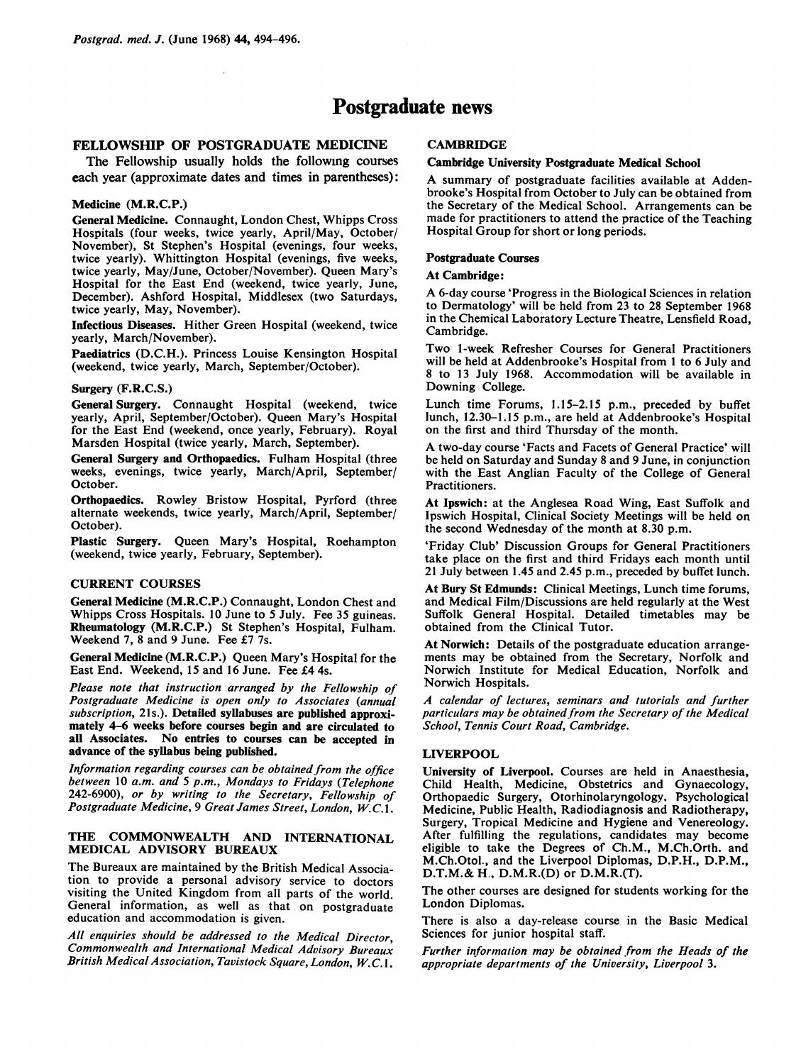# Postgraduate news

## FELLOWSHIP OF POSTGRADUATE MEDICINE

The Fellowship usually holds the following courses each year (approximate dates and times in parentheses):

### Medicine (M.R.C.P.)

**General Medicine.** Connaught, London Chest, Whipps Cross Hospitals (four weeks, twice yearly, April/May, October/November), St Stephen's Hospital (evenings, four weeks, twice yearly). Whittington Hospital (evenings, five weeks, twice yearly, May/June, October/November). Queen Mary's Hospital for the East End (weekend, twice yearly, June, December). Ashford Hospital, Middlesex (two Saturdays, twice yearly, May, November).

**Infectious Diseases.** Hither Green Hospital (weekend, twice yearly, March/November).

**Paediatrics** (D.C.H.). Princess Louise Kensington Hospital (weekend, twice yearly, March, September/October).

### Surgery (F.R.C.S.)

**General Surgery.** Connaught Hospital (weekend, twice yearly, April, September/October). Queen Mary's Hospital for the East End (weekend, once yearly, February). Royal Marsden Hospital (twice yearly, March, September).

**General Surgery and Orthopaedics.** Fulham Hospital (three weeks, evenings, twice yearly, March/April, September/October.

**Orthopaedics.** Rowley Bristow Hospital, Pyrford (three alternate weekends, twice yearly, March/April, September/October).

**Plastic Surgery.** Queen Mary's Hospital, Roehampton (weekend, twice yearly, February, September).

## CURRENT COURSES

**General Medicine (M.R.C.P.)** Connaught, London Chest and Whipps Cross Hospitals. 10 June to 5 July. Fee 35 guineas. **Rheumatology (M.R.C.P.)** St Stephen's Hospital, Fulham. Weekend 7, 8 and 9 June. Fee £7 7s.

**General Medicine (M.R.C.P.)** Queen Mary's Hospital for the East End. Weekend, 15 and 16 June. Fee £4 4s.

*Please note that instruction arranged by the Fellowship of Postgraduate Medicine is open only to Associates (annual subscription, 21s.).* **Detailed syllabuses are published approximately 4–6 weeks before courses begin and are circulated to all Associates. No entries to courses can be accepted in advance of the syllabus being published.**

*Information regarding courses can be obtained from the office between 10 a.m. and 5 p.m., Mondays to Fridays (Telephone 242-6900), or by writing to the Secretary, Fellowship of Postgraduate Medicine, 9 Great James Street, London, W.C.1.*

## THE COMMONWEALTH AND INTERNATIONAL MEDICAL ADVISORY BUREAUX

The Bureaux are maintained by the British Medical Association to provide a personal advisory service to doctors visiting the United Kingdom from all parts of the world. General information, as well as that on postgraduate education and accommodation is given.

*All enquiries should be addressed to the Medical Director, Commonwealth and International Medical Advisory Bureaux British Medical Association, Tavistock Square, London, W.C.1.*

## CAMBRIDGE

### Cambridge University Postgraduate Medical School

A summary of postgraduate facilities available at Addenbrooke's Hospital from October to July can be obtained from the Secretary of the Medical School. Arrangements can be made for practitioners to attend the practice of the Teaching Hospital Group for short or long periods.

### Postgraduate Courses

**At Cambridge:**

A 6-day course 'Progress in the Biological Sciences in relation to Dermatology' will be held from 23 to 28 September 1968 in the Chemical Laboratory Lecture Theatre, Lensfield Road, Cambridge.

Two 1-week Refresher Courses for General Practitioners will be held at Addenbrooke's Hospital from 1 to 6 July and 8 to 13 July 1968. Accommodation will be available in Downing College.

Lunch time Forums, 1.15–2.15 p.m., preceded by buffet lunch, 12.30–1.15 p.m., are held at Addenbrooke's Hospital on the first and third Thursday of the month.

A two-day course 'Facts and Facets of General Practice' will be held on Saturday and Sunday 8 and 9 June, in conjunction with the East Anglian Faculty of the College of General Practitioners.

**At Ipswich:** at the Anglesea Road Wing, East Suffolk and Ipswich Hospital, Clinical Society Meetings will be held on the second Wednesday of the month at 8.30 p.m.

'Friday Club' Discussion Groups for General Practitioners take place on the first and third Fridays each month until 21 July between 1.45 and 2.45 p.m., preceded by buffet lunch.

**At Bury St Edmunds:** Clinical Meetings, Lunch time forums, and Medical Film/Discussions are held regularly at the West Suffolk General Hospital. Detailed timetables may be obtained from the Clinical Tutor.

**At Norwich:** Details of the postgraduate education arrangements may be obtained from the Secretary, Norfolk and Norwich Institute for Medical Education, Norfolk and Norwich Hospitals.

*A calendar of lectures, seminars and tutorials and further particulars may be obtained from the Secretary of the Medical School, Tennis Court Road, Cambridge.*

## LIVERPOOL

**University of Liverpool.** Courses are held in Anaesthesia, Child Health, Medicine, Obstetrics and Gynaecology, Orthopaedic Surgery, Otorhinolaryngology, Psychological Medicine, Public Health, Radiodiagnosis and Radiotherapy, Surgery, Tropical Medicine and Hygiene and Venereology. After fulfilling the regulations, candidates may become eligible to take the Degrees of Ch.M., M.Ch.Orth. and M.Ch.Otol., and the Liverpool Diplomas, D.P.H., D.P.M., D.T.M.& H., D.M.R.(D) or D.M.R.(T).

The other courses are designed for students working for the London Diplomas.

There is also a day-release course in the Basic Medical Sciences for junior hospital staff.

*Further information may be obtained from the Heads of the appropriate departments of the University, Liverpool 3.*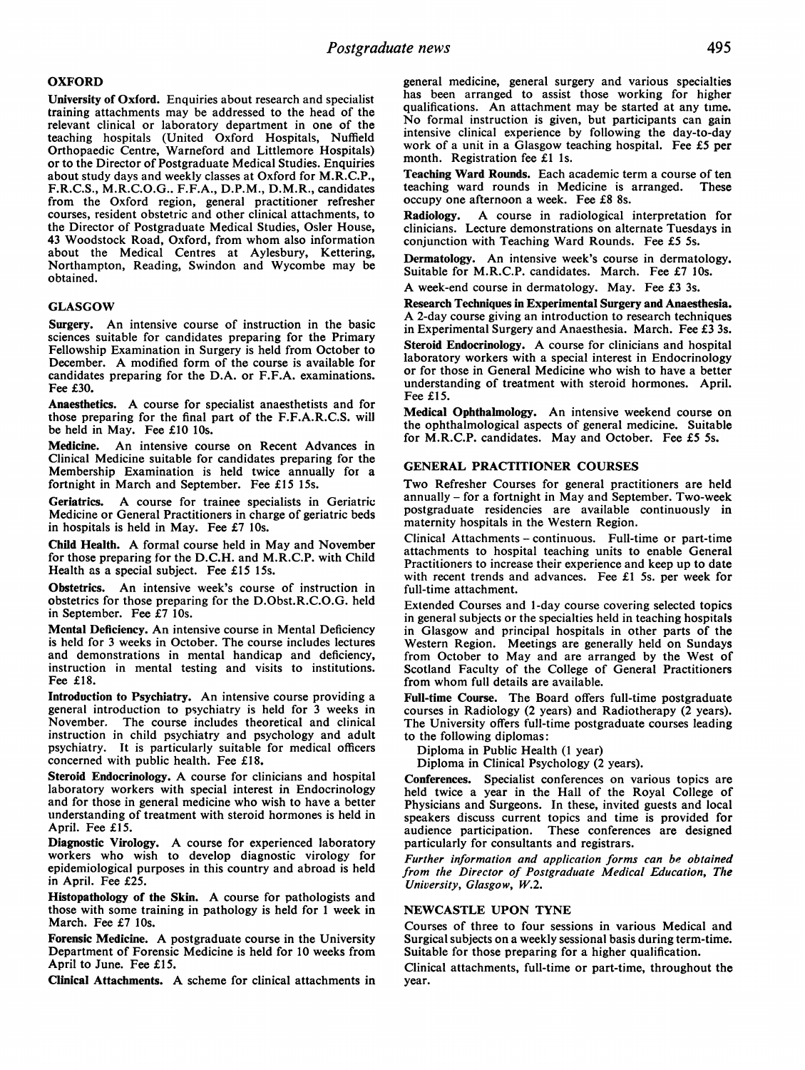## OXFORD

**University of Oxford.** Enquiries about research and specialist training attachments may be addressed to the head of the relevant clinical or laboratory department in one of the teaching hospitals (United Oxford Hospitals, Nuffield Orthopaedic Centre, Warneford and Littlemore Hospitals) or to the Director of Postgraduate Medical Studies. Enquiries about study days and weekly classes at Oxford for M.R.C.P., F.R.C.S., M.R.C.O.G.. F.F.A., D.P.M., D.M.R., candidates from the Oxford region, general practitioner refresher courses, resident obstetric and other clinical attachments, to the Director of Postgraduate Medical Studies, Osler House, 43 Woodstock Road, Oxford, from whom also information about the Medical Centres at Aylesbury, Kettering, Northampton, Reading, Swindon and Wycombe may be obtained.

## GLASGOW

**Surgery.** An intensive course of instruction in the basic sciences suitable for candidates preparing for the Primary Fellowship Examination in Surgery is held from October to December. A modified form of the course is available for candidates preparing for the D.A. or F.F.A. examinations. Fee £30.

**Anaesthetics.** A course for specialist anaesthetists and for those preparing for the final part of the F.F.A.R.C.S. will be held in May. Fee £10 10s.

**Medicine.** An intensive course on Recent Advances in Clinical Medicine suitable for candidates preparing for the Membership Examination is held twice annually for a fortnight in March and September. Fee £15 15s.

**Geriatrics.** A course for trainee specialists in Geriatric Medicine or General Practitioners in charge of geriatric beds in hospitals is held in May. Fee £7 10s.

**Child Health.** A formal course held in May and November for those preparing for the D.C.H. and M.R.C.P. with Child Health as a special subject. Fee £15 15s.

**Obstetrics.** An intensive week's course of instruction in obstetrics for those preparing for the D.Obst.R.C.O.G. held in September. Fee £7 10s.

**Mental Deficiency.** An intensive course in Mental Deficiency is held for 3 weeks in October. The course includes lectures and demonstrations in mental handicap and deficiency, instruction in mental testing and visits to institutions. Fee £18.

**Introduction to Psychiatry.** An intensive course providing a general introduction to psychiatry is held for 3 weeks in November. The course includes theoretical and clinical instruction in child psychiatry and psychology and adult psychiatry. It is particularly suitable for medical officers concerned with public health. Fee £18.

**Steroid Endocrinology.** A course for clinicians and hospital laboratory workers with special interest in Endocrinology and for those in general medicine who wish to have a better understanding of treatment with steroid hormones is held in April. Fee £15.

**Diagnostic Virology.** A course for experienced laboratory workers who wish to develop diagnostic virology for epidemiological purposes in this country and abroad is held in April. Fee £25.

**Histopathology of the Skin.** A course for pathologists and those with some training in pathology is held for 1 week in March. Fee £7 10s.

**Forensic Medicine.** A postgraduate course in the University Department of Forensic Medicine is held for 10 weeks from April to June. Fee £15.

**Clinical Attachments.** A scheme for clinical attachments in general medicine, general surgery and various specialties has been arranged to assist those working for higher qualifications. An attachment may be started at any time. No formal instruction is given, but participants can gain intensive clinical experience by following the day-to-day work of a unit in a Glasgow teaching hospital. Fee £5 per month. Registration fee £1 1s.

**Teaching Ward Rounds.** Each academic term a course of ten teaching ward rounds in Medicine is arranged. These occupy one afternoon a week. Fee £8 8s.

**Radiology.** A course in radiological interpretation for clinicians. Lecture demonstrations on alternate Tuesdays in conjunction with Teaching Ward Rounds. Fee £5 5s.

**Dermatology.** An intensive week's course in dermatology. Suitable for M.R.C.P. candidates. March. Fee £7 10s.

A week-end course in dermatology. May. Fee £3 3s.

**Research Techniques in Experimental Surgery and Anaesthesia.** A 2-day course giving an introduction to research techniques in Experimental Surgery and Anaesthesia. March. Fee £3 3s.

**Steroid Endocrinology.** A course for clinicians and hospital laboratory workers with a special interest in Endocrinology or for those in General Medicine who wish to have a better understanding of treatment with steroid hormones. April. Fee £15.

**Medical Ophthalmology.** An intensive weekend course on the ophthalmological aspects of general medicine. Suitable for M.R.C.P. candidates. May and October. Fee £5 5s.

### GENERAL PRACTITIONER COURSES

Two Refresher Courses for general practitioners are held annually – for a fortnight in May and September. Two-week postgraduate residencies are available continuously in maternity hospitals in the Western Region.

Clinical Attachments – continuous. Full-time or part-time attachments to hospital teaching units to enable General Practitioners to increase their experience and keep up to date with recent trends and advances. Fee £1 5s. per week for full-time attachment.

Extended Courses and 1-day course covering selected topics in general subjects or the specialties held in teaching hospitals in Glasgow and principal hospitals in other parts of the Western Region. Meetings are generally held on Sundays from October to May and are arranged by the West of Scotland Faculty of the College of General Practitioners from whom full details are available.

**Full-time Course.** The Board offers full-time postgraduate courses in Radiology (2 years) and Radiotherapy (2 years). The University offers full-time postgraduate courses leading to the following diplomas:

Diploma in Public Health (1 year)
Diploma in Clinical Psychology (2 years).

**Conferences.** Specialist conferences on various topics are held twice a year in the Hall of the Royal College of Physicians and Surgeons. In these, invited guests and local speakers discuss current topics and time is provided for audience participation. These conferences are designed particularly for consultants and registrars.

*Further information and application forms can be obtained from the Director of Postgraduate Medical Education, The University, Glasgow, W.2.*

## NEWCASTLE UPON TYNE

Courses of three to four sessions in various Medical and Surgical subjects on a weekly sessional basis during term-time. Suitable for those preparing for a higher qualification.

Clinical attachments, full-time or part-time, throughout the year.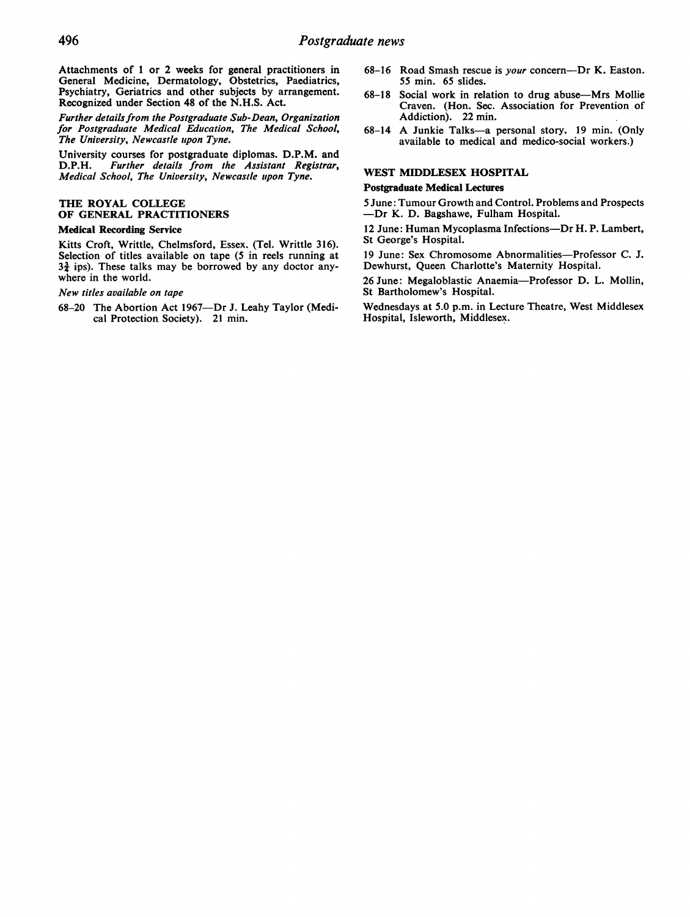Attachments of 1 or 2 weeks for general practitioners in General Medicine, Dermatology, Obstetrics, Paediatrics, Psychiatry, Geriatrics and other subjects by arrangement. Recognized under Section 48 of the N.H.S. Act.

*Further details from the Postgraduate Sub-Dean, Organization for Postgraduate Medical Education, The Medical School, The University, Newcastle upon Tyne.*

University courses for postgraduate diplomas. D.P.M. and D.P.H. *Further details from the Assistant Registrar, Medical School, The University, Newcastle upon Tyne.*

## THE ROYAL COLLEGE OF GENERAL PRACTITIONERS

### Medical Recording Service

Kitts Croft, Writtle, Chelmsford, Essex. (Tel. Writtle 316). Selection of titles available on tape (5 in reels running at $3\frac{3}{4}$ ips). These talks may be borrowed by any doctor anywhere in the world.

*New titles available on tape*

- 68–20 The Abortion Act 1967—Dr J. Leahy Taylor (Medical Protection Society). 21 min.
- 68–16 Road Smash rescue is *your* concern—Dr K. Easton. 55 min. 65 slides.
- 68–18 Social work in relation to drug abuse—Mrs Mollie Craven. (Hon. Sec. Association for Prevention of Addiction). 22 min.
- 68–14 A Junkie Talks—a personal story. 19 min. (Only available to medical and medico-social workers.)

## WEST MIDDLESEX HOSPITAL

### Postgraduate Medical Lectures

5 June: Tumour Growth and Control. Problems and Prospects—Dr K. D. Bagshawe, Fulham Hospital.

12 June: Human Mycoplasma Infections—Dr H. P. Lambert, St George's Hospital.

19 June: Sex Chromosome Abnormalities—Professor C. J. Dewhurst, Queen Charlotte's Maternity Hospital.

26 June: Megaloblastic Anaemia—Professor D. L. Mollin, St Bartholomew's Hospital.

Wednesdays at 5.0 p.m. in Lecture Theatre, West Middlesex Hospital, Isleworth, Middlesex.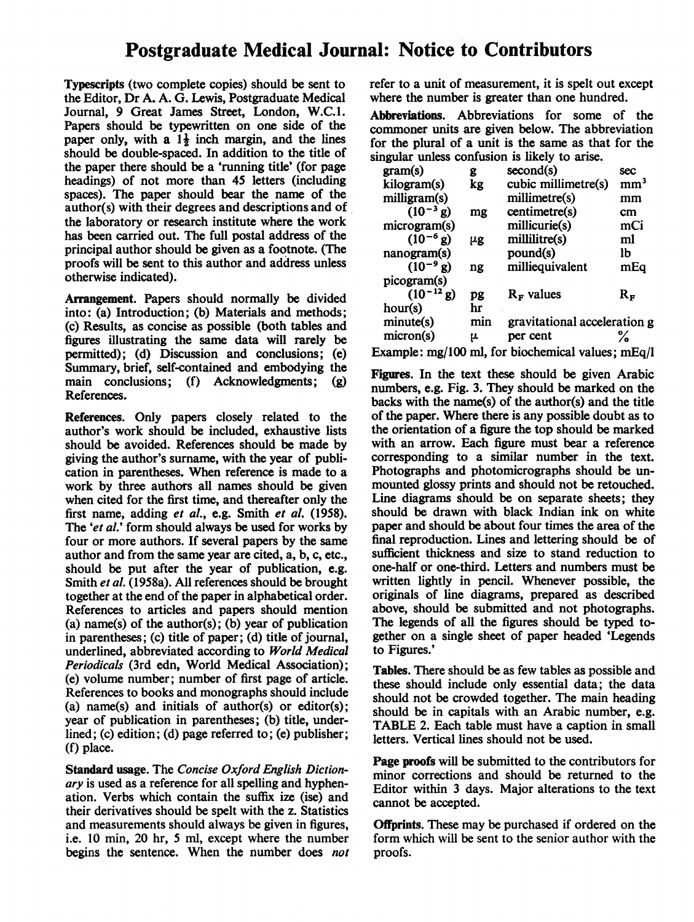# Postgraduate Medical Journal: Notice to Contributors

**Typescripts** (two complete copies) should be sent to the Editor, Dr A. A. G. Lewis, Postgraduate Medical Journal, 9 Great James Street, London, W.C.1. Papers should be typewritten on one side of the paper only, with a $1\frac{1}{2}$ inch margin, and the lines should be double-spaced. In addition to the title of the paper there should be a 'running title' (for page headings) of not more than 45 letters (including spaces). The paper should bear the name of the author(s) with their degrees and descriptions and of the laboratory or research institute where the work has been carried out. The full postal address of the principal author should be given as a footnote. (The proofs will be sent to this author and address unless otherwise indicated).

**Arrangement.** Papers should normally be divided into: (a) Introduction; (b) Materials and methods; (c) Results, as concise as possible (both tables and figures illustrating the same data will rarely be permitted); (d) Discussion and conclusions; (e) Summary, brief, self-contained and embodying the main conclusions; (f) Acknowledgments; (g) References.

**References.** Only papers closely related to the author's work should be included, exhaustive lists should be avoided. References should be made by giving the author's surname, with the year of publication in parentheses. When reference is made to a work by three authors all names should be given when cited for the first time, and thereafter only the first name, adding *et al.*, e.g. Smith *et al.* (1958). The '*et al.*' form should always be used for works by four or more authors. If several papers by the same author and from the same year are cited, a, b, c, etc., should be put after the year of publication, e.g. Smith *et al.* (1958a). All references should be brought together at the end of the paper in alphabetical order. References to articles and papers should mention (a) name(s) of the author(s); (b) year of publication in parentheses; (c) title of paper; (d) title of journal, underlined, abbreviated according to *World Medical Periodicals* (3rd edn, World Medical Association); (e) volume number; number of first page of article. References to books and monographs should include (a) name(s) and initials of author(s) or editor(s); year of publication in parentheses; (b) title, underlined; (c) edition; (d) page referred to; (e) publisher; (f) place.

**Standard usage.** The *Concise Oxford English Dictionary* is used as a reference for all spelling and hyphenation. Verbs which contain the suffix ize (ise) and their derivatives should be spelt with the z. Statistics and measurements should always be given in figures, i.e. 10 min, 20 hr, 5 ml, except where the number begins the sentence. When the number does *not* refer to a unit of measurement, it is spelt out except where the number is greater than one hundred.

**Abbreviations.** Abbreviations for some of the commoner units are given below. The abbreviation for the plural of a unit is the same as that for the singular unless confusion is likely to arise.

| | | | |
|---|---|---|---|
| gram(s) | g | second(s) | sec |
| kilogram(s) | kg | cubic millimetre(s) | $mm^3$ |
| milligram(s) ($10^{-3}$ g) | mg | millimetre(s) | mm |
| | | centimetre(s) | cm |
| microgram(s) ($10^{-6}$ g) | µg | millicurie(s) | mCi |
| | | millilitre(s) | ml |
| nanogram(s) ($10^{-9}$ g) | ng | pound(s) | lb |
| | | milliequivalent | mEq |
| picogram(s) ($10^{-12}$ g) | pg | $R_F$ values | $R_F$ |
| hour(s) | hr | | |
| minute(s) | min | gravitational acceleration | g |
| micron(s) | µ | per cent | % |

Example: mg/100 ml, for biochemical values; mEq/l

**Figures.** In the text these should be given Arabic numbers, e.g. Fig. 3. They should be marked on the backs with the name(s) of the author(s) and the title of the paper. Where there is any possible doubt as to the orientation of a figure the top should be marked with an arrow. Each figure must bear a reference corresponding to a similar number in the text. Photographs and photomicrographs should be unmounted glossy prints and should not be retouched. Line diagrams should be on separate sheets; they should be drawn with black Indian ink on white paper and should be about four times the area of the final reproduction. Lines and lettering should be of sufficient thickness and size to stand reduction to one-half or one-third. Letters and numbers must be written lightly in pencil. Whenever possible, the originals of line diagrams, prepared as described above, should be submitted and not photographs. The legends of all the figures should be typed together on a single sheet of paper headed 'Legends to Figures.'

**Tables.** There should be as few tables as possible and these should include only essential data; the data should not be crowded together. The main heading should be in capitals with an Arabic number, e.g. TABLE 2. Each table must have a caption in small letters. Vertical lines should not be used.

**Page proofs** will be submitted to the contributors for minor corrections and should be returned to the Editor within 3 days. Major alterations to the text cannot be accepted.

**Offprints.** These may be purchased if ordered on the form which will be sent to the senior author with the proofs.